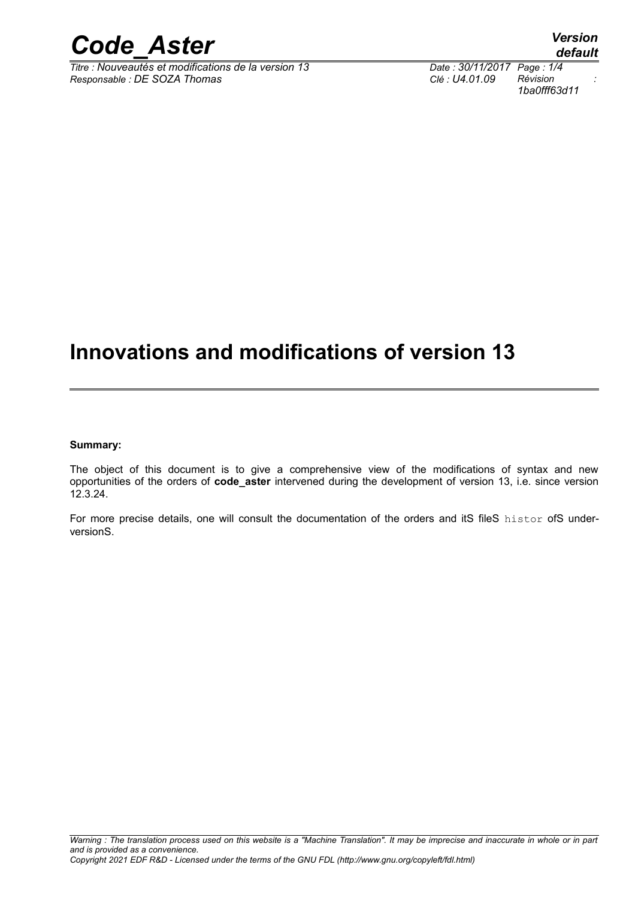# Innovations and modifications of version 13

**Summary:**

The object of this document is to give a comprehensive view of the modifications of syntax and new opportunities of the orders of **code_aster** intervened during the development of version 13, i.e. since version 12.3.24.

For more precise details, one will consult the documentation of the orders and itS fileS `histor` ofS under-versionS.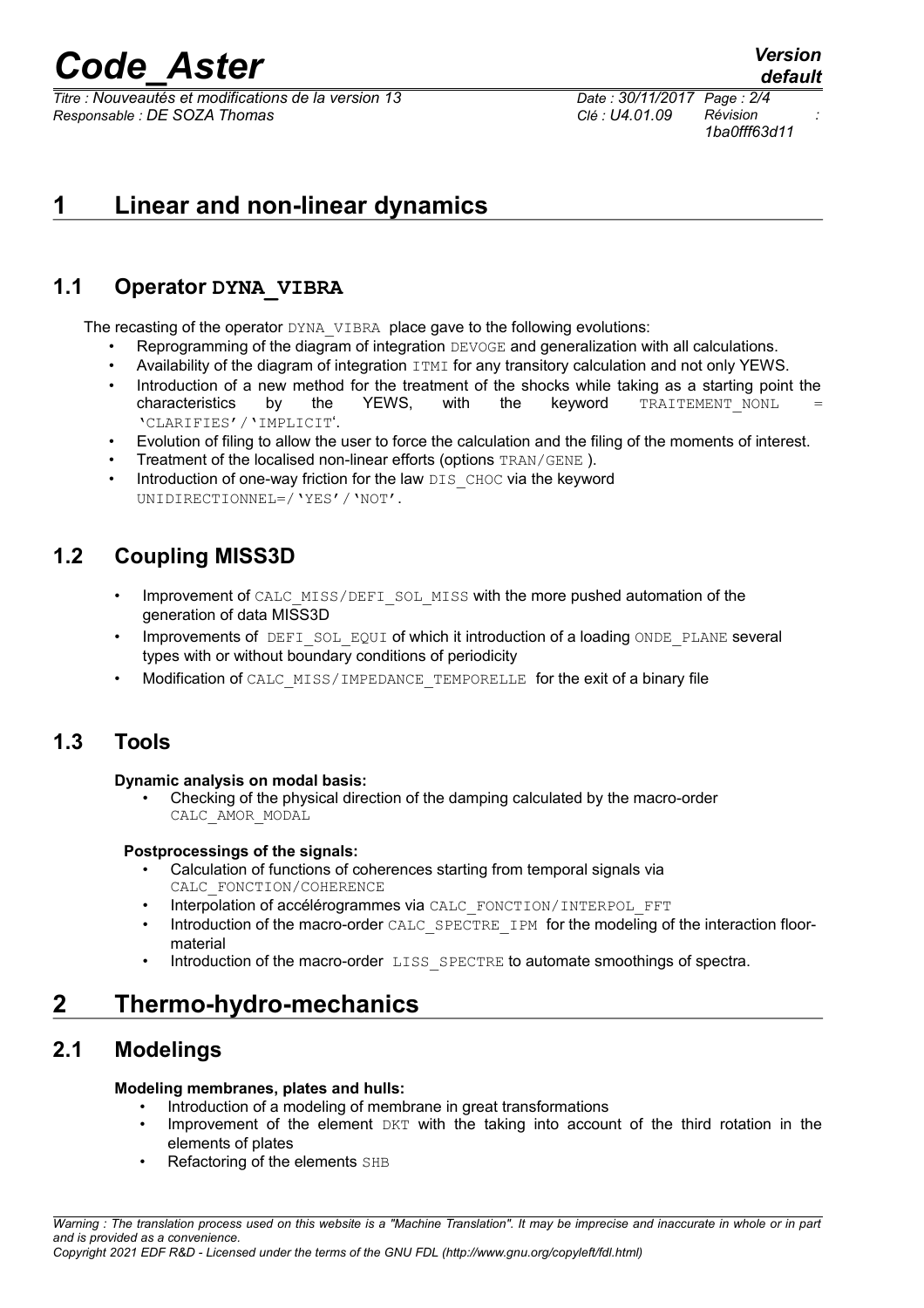# 1 Linear and non-linear dynamics

## 1.1 Operator DYNA_VIBRA

The recasting of the operator DYNA_VIBRA place gave to the following evolutions:

- Reprogramming of the diagram of integration DEVOGE and generalization with all calculations.
- Availability of the diagram of integration ITMI for any transitory calculation and not only YEWS.
- Introduction of a new method for the treatment of the shocks while taking as a starting point the characteristics by the YEWS, with the keyword TRAITEMENT_NONL = 'CLARIFIES'/'IMPLICIT'.
- Evolution of filing to allow the user to force the calculation and the filing of the moments of interest.
- Treatment of the localised non-linear efforts (options TRAN/GENE ).
- Introduction of one-way friction for the law DIS_CHOC via the keyword UNIDIRECTIONNEL=/'YES'/'NOT'.

## 1.2 Coupling MISS3D

- Improvement of CALC_MISS/DEFI_SOL_MISS with the more pushed automation of the generation of data MISS3D
- Improvements of DEFI_SOL_EQUI of which it introduction of a loading ONDE_PLANE several types with or without boundary conditions of periodicity
- Modification of CALC_MISS/IMPEDANCE_TEMPORELLE for the exit of a binary file

## 1.3 Tools

**Dynamic analysis on modal basis:**

- Checking of the physical direction of the damping calculated by the macro-order CALC_AMOR_MODAL

**Postprocessings of the signals:**

- Calculation of functions of coherences starting from temporal signals via CALC_FONCTION/COHERENCE
- Interpolation of accélérogrammes via CALC_FONCTION/INTERPOL_FFT
- Introduction of the macro-order CALC_SPECTRE_IPM for the modeling of the interaction floor-material
- Introduction of the macro-order LISS_SPECTRE to automate smoothings of spectra.

# 2 Thermo-hydro-mechanics

## 2.1 Modelings

**Modeling membranes, plates and hulls:**

- Introduction of a modeling of membrane in great transformations
- Improvement of the element DKT with the taking into account of the third rotation in the elements of plates
- Refactoring of the elements SHB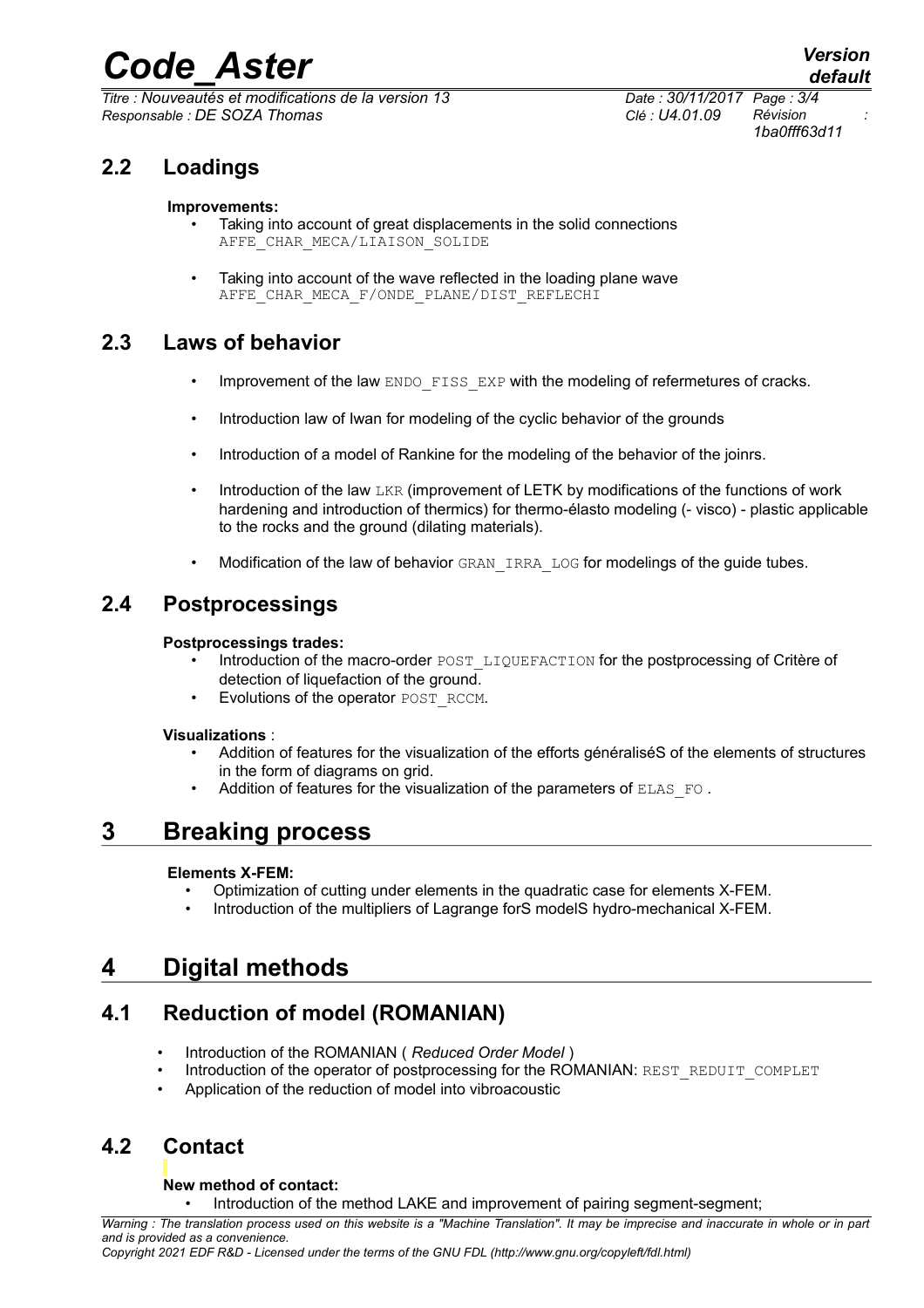## 2.2 Loadings

**Improvements:**

- Taking into account of great displacements in the solid connections `AFFE_CHAR_MECA/LIAISON_SOLIDE`
- Taking into account of the wave reflected in the loading plane wave `AFFE_CHAR_MECA_F/ONDE_PLANE/DIST_REFLECHI`

## 2.3 Laws of behavior

- Improvement of the law `ENDO_FISS_EXP` with the modeling of refermetures of cracks.
- Introduction law of Iwan for modeling of the cyclic behavior of the grounds
- Introduction of a model of Rankine for the modeling of the behavior of the joinrs.
- Introduction of the law `LKR` (improvement of LETK by modifications of the functions of work hardening and introduction of thermics) for thermo-élasto modeling (- visco) - plastic applicable to the rocks and the ground (dilating materials).
- Modification of the law of behavior `GRAN_IRRA_LOG` for modelings of the guide tubes.

## 2.4 Postprocessings

**Postprocessings trades:**

- Introduction of the macro-order `POST_LIQUEFACTION` for the postprocessing of Critère of detection of liquefaction of the ground.
- Evolutions of the operator `POST_RCCM`.

**Visualizations** :

- Addition of features for the visualization of the efforts générali séS of the elements of structures in the form of diagrams on grid.
- Addition of features for the visualization of the parameters of `ELAS_FO` .

# 3 Breaking process

**Elements X-FEM:**

- Optimization of cutting under elements in the quadratic case for elements X-FEM.
- Introduction of the multipliers of Lagrange forS modelS hydro-mechanical X-FEM.

# 4 Digital methods

## 4.1 Reduction of model (ROMANIAN)

- Introduction of the ROMANIAN ( *Reduced Order Model* )
- Introduction of the operator of postprocessing for the ROMANIAN: `REST_REDUIT_COMPLET`
- Application of the reduction of model into vibroacoustic

## 4.2 Contact

**New method of contact:**

- Introduction of the method LAKE and improvement of pairing segment-segment;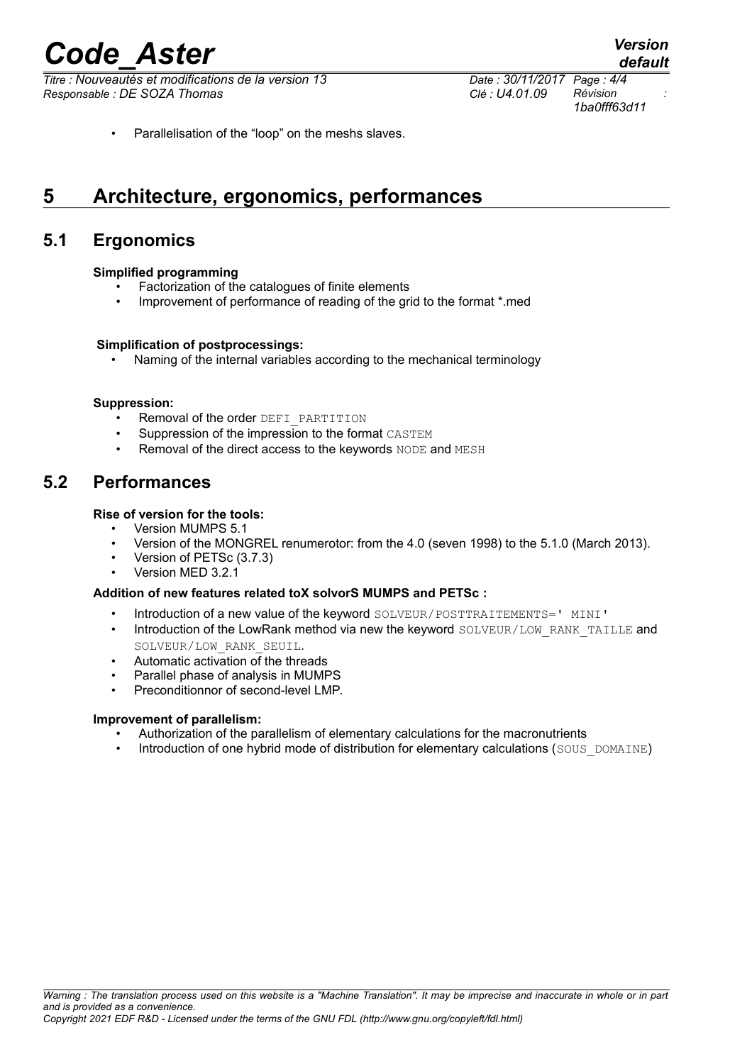- Parallelisation of the “loop” on the meshs slaves.

# 5 Architecture, ergonomics, performances

## 5.1 Ergonomics

**Simplified programming**

- Factorization of the catalogues of finite elements
- Improvement of performance of reading of the grid to the format *.med

**Simplification of postprocessings:**

- Naming of the internal variables according to the mechanical terminology

**Suppression:**

- Removal of the order `DEFI_PARTITION`
- Suppression of the impression to the format `CASTEM`
- Removal of the direct access to the keywords `NODE` and `MESH`

## 5.2 Performances

**Rise of version for the tools:**

- Version MUMPS 5.1
- Version of the MONGREL renumerotor: from the 4.0 (seven 1998) to the 5.1.0 (March 2013).
- Version of PETSc (3.7.3)
- Version MED 3.2.1

**Addition of new features related toX solvorS MUMPS and PETSc :**

- Introduction of a new value of the keyword `SOLVEUR/POSTTRAITEMENTS=' MINI'`
- Introduction of the LowRank method via new the keyword `SOLVEUR/LOW_RANK_TAILLE` and `SOLVEUR/LOW_RANK_SEUIL`.
- Automatic activation of the threads
- Parallel phase of analysis in MUMPS
- Preconditionnor of second-level LMP.

**Improvement of parallelism:**

- Authorization of the parallelism of elementary calculations for the macronutrients
- Introduction of one hybrid mode of distribution for elementary calculations (`SOUS_DOMAINE`)